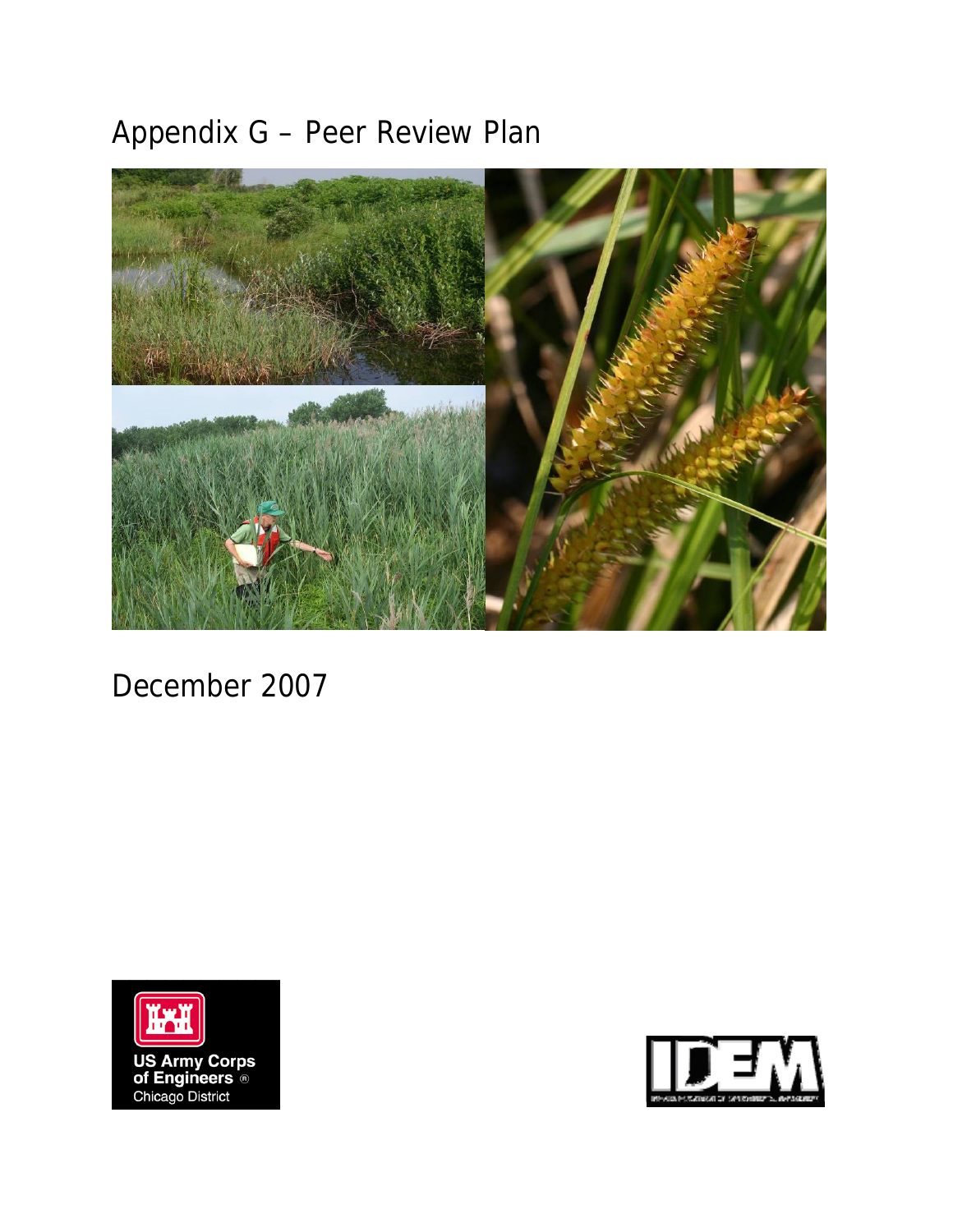# Appendix G – Peer Review Plan

December 2007

US Army Corps of Engineers
Chicago District

IDEM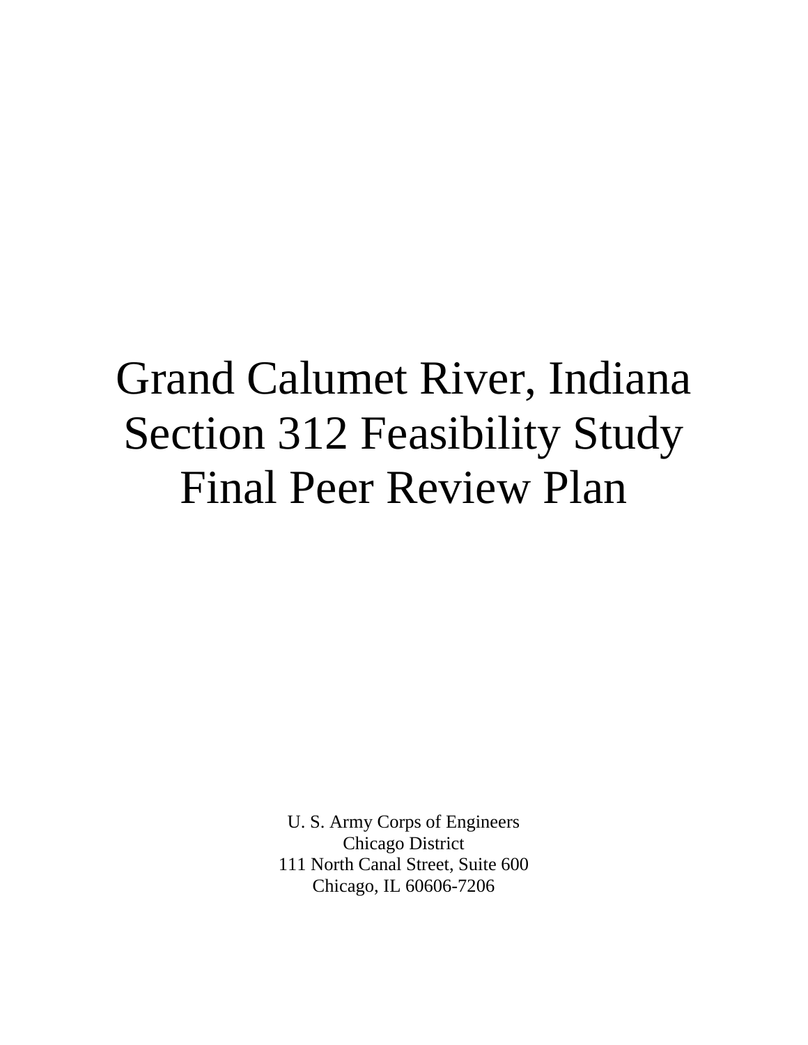# Grand Calumet River, Indiana Section 312 Feasibility Study Final Peer Review Plan

U. S. Army Corps of Engineers
Chicago District
111 North Canal Street, Suite 600
Chicago, IL 60606-7206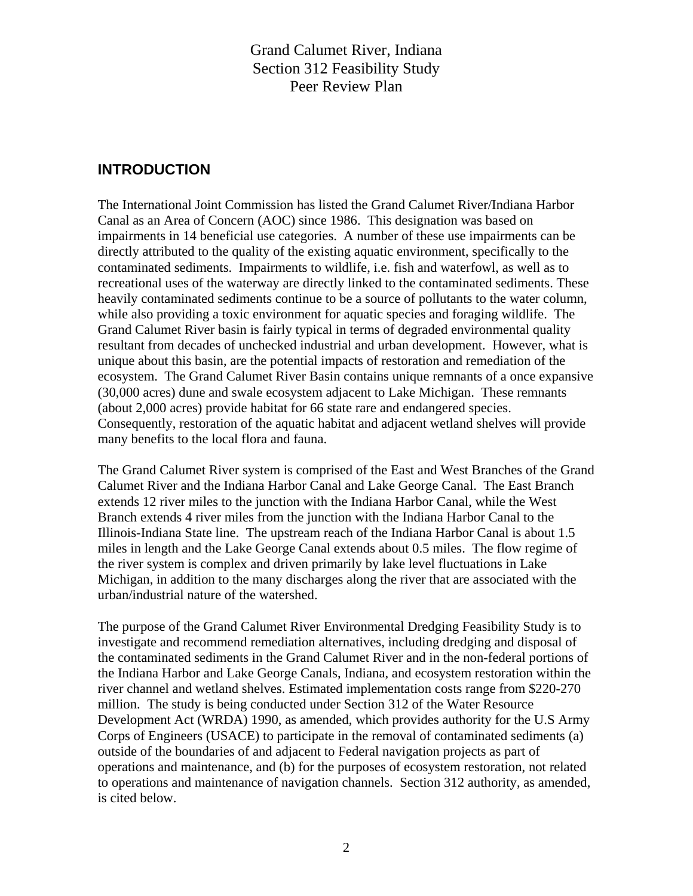# Grand Calumet River, Indiana
# Section 312 Feasibility Study
# Peer Review Plan

## INTRODUCTION

The International Joint Commission has listed the Grand Calumet River/Indiana Harbor Canal as an Area of Concern (AOC) since 1986. This designation was based on impairments in 14 beneficial use categories. A number of these use impairments can be directly attributed to the quality of the existing aquatic environment, specifically to the contaminated sediments. Impairments to wildlife, i.e. fish and waterfowl, as well as to recreational uses of the waterway are directly linked to the contaminated sediments. These heavily contaminated sediments continue to be a source of pollutants to the water column, while also providing a toxic environment for aquatic species and foraging wildlife. The Grand Calumet River basin is fairly typical in terms of degraded environmental quality resultant from decades of unchecked industrial and urban development. However, what is unique about this basin, are the potential impacts of restoration and remediation of the ecosystem. The Grand Calumet River Basin contains unique remnants of a once expansive (30,000 acres) dune and swale ecosystem adjacent to Lake Michigan. These remnants (about 2,000 acres) provide habitat for 66 state rare and endangered species. Consequently, restoration of the aquatic habitat and adjacent wetland shelves will provide many benefits to the local flora and fauna.

The Grand Calumet River system is comprised of the East and West Branches of the Grand Calumet River and the Indiana Harbor Canal and Lake George Canal. The East Branch extends 12 river miles to the junction with the Indiana Harbor Canal, while the West Branch extends 4 river miles from the junction with the Indiana Harbor Canal to the Illinois-Indiana State line. The upstream reach of the Indiana Harbor Canal is about 1.5 miles in length and the Lake George Canal extends about 0.5 miles. The flow regime of the river system is complex and driven primarily by lake level fluctuations in Lake Michigan, in addition to the many discharges along the river that are associated with the urban/industrial nature of the watershed.

The purpose of the Grand Calumet River Environmental Dredging Feasibility Study is to investigate and recommend remediation alternatives, including dredging and disposal of the contaminated sediments in the Grand Calumet River and in the non-federal portions of the Indiana Harbor and Lake George Canals, Indiana, and ecosystem restoration within the river channel and wetland shelves. Estimated implementation costs range from $220-270 million. The study is being conducted under Section 312 of the Water Resource Development Act (WRDA) 1990, as amended, which provides authority for the U.S Army Corps of Engineers (USACE) to participate in the removal of contaminated sediments (a) outside of the boundaries of and adjacent to Federal navigation projects as part of operations and maintenance, and (b) for the purposes of ecosystem restoration, not related to operations and maintenance of navigation channels. Section 312 authority, as amended, is cited below.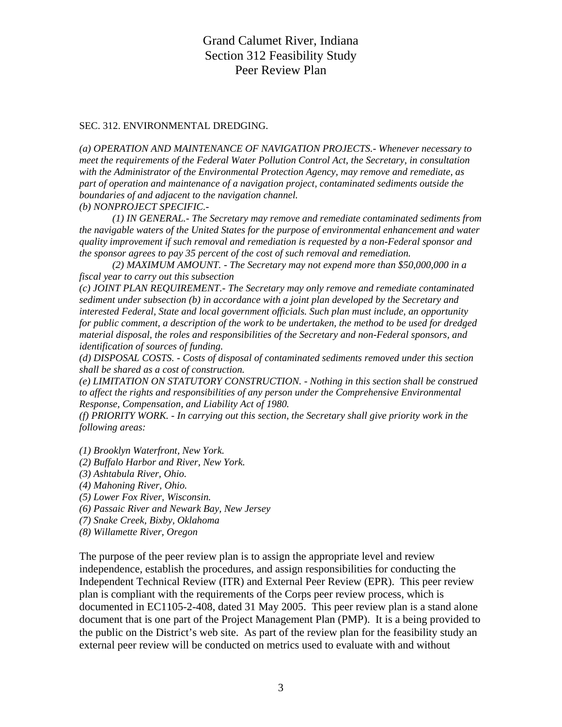SEC. 312. ENVIRONMENTAL DREDGING.

*(a) OPERATION AND MAINTENANCE OF NAVIGATION PROJECTS.- Whenever necessary to meet the requirements of the Federal Water Pollution Control Act, the Secretary, in consultation with the Administrator of the Environmental Protection Agency, may remove and remediate, as part of operation and maintenance of a navigation project, contaminated sediments outside the boundaries of and adjacent to the navigation channel.*

*(b) NONPROJECT SPECIFIC.-*

*(1) IN GENERAL.- The Secretary may remove and remediate contaminated sediments from the navigable waters of the United States for the purpose of environmental enhancement and water quality improvement if such removal and remediation is requested by a non-Federal sponsor and the sponsor agrees to pay 35 percent of the cost of such removal and remediation.*

*(2) MAXIMUM AMOUNT. - The Secretary may not expend more than $50,000,000 in a fiscal year to carry out this subsection*

*(c) JOINT PLAN REQUIREMENT.- The Secretary may only remove and remediate contaminated sediment under subsection (b) in accordance with a joint plan developed by the Secretary and interested Federal, State and local government officials. Such plan must include, an opportunity for public comment, a description of the work to be undertaken, the method to be used for dredged material disposal, the roles and responsibilities of the Secretary and non-Federal sponsors, and identification of sources of funding.*

*(d) DISPOSAL COSTS. - Costs of disposal of contaminated sediments removed under this section shall be shared as a cost of construction.*

*(e) LIMITATION ON STATUTORY CONSTRUCTION. - Nothing in this section shall be construed to affect the rights and responsibilities of any person under the Comprehensive Environmental Response, Compensation, and Liability Act of 1980.*

*(f) PRIORITY WORK. - In carrying out this section, the Secretary shall give priority work in the following areas:*

*(1) Brooklyn Waterfront, New York.*
*(2) Buffalo Harbor and River, New York.*
*(3) Ashtabula River, Ohio.*
*(4) Mahoning River, Ohio.*
*(5) Lower Fox River, Wisconsin.*
*(6) Passaic River and Newark Bay, New Jersey*
*(7) Snake Creek, Bixby, Oklahoma*
*(8) Willamette River, Oregon*

The purpose of the peer review plan is to assign the appropriate level and review independence, establish the procedures, and assign responsibilities for conducting the Independent Technical Review (ITR) and External Peer Review (EPR). This peer review plan is compliant with the requirements of the Corps peer review process, which is documented in EC1105-2-408, dated 31 May 2005. This peer review plan is a stand alone document that is one part of the Project Management Plan (PMP). It is a being provided to the public on the District's web site. As part of the review plan for the feasibility study an external peer review will be conducted on metrics used to evaluate with and without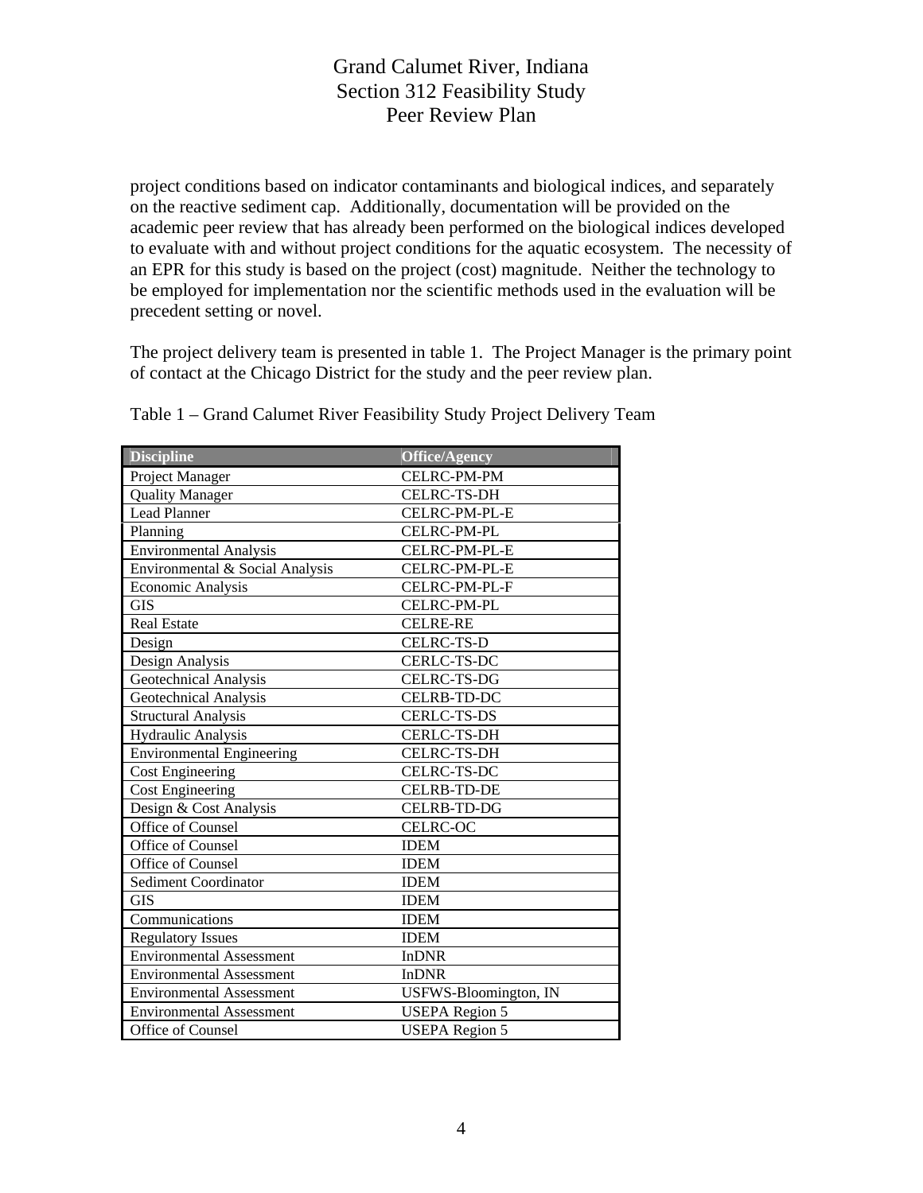project conditions based on indicator contaminants and biological indices, and separately on the reactive sediment cap. Additionally, documentation will be provided on the academic peer review that has already been performed on the biological indices developed to evaluate with and without project conditions for the aquatic ecosystem. The necessity of an EPR for this study is based on the project (cost) magnitude. Neither the technology to be employed for implementation nor the scientific methods used in the evaluation will be precedent setting or novel.

The project delivery team is presented in table 1. The Project Manager is the primary point of contact at the Chicago District for the study and the peer review plan.

Table 1 – Grand Calumet River Feasibility Study Project Delivery Team

| Discipline | Office/Agency |
|---|---|
| Project Manager | CELRC-PM-PM |
| Quality Manager | CELRC-TS-DH |
| Lead Planner | CELRC-PM-PL-E |
| Planning | CELRC-PM-PL |
| Environmental Analysis | CELRC-PM-PL-E |
| Environmental & Social Analysis | CELRC-PM-PL-E |
| Economic Analysis | CELRC-PM-PL-F |
| GIS | CELRC-PM-PL |
| Real Estate | CELRE-RE |
| Design | CELRC-TS-D |
| Design Analysis | CERLC-TS-DC |
| Geotechnical Analysis | CELRC-TS-DG |
| Geotechnical Analysis | CELRB-TD-DC |
| Structural Analysis | CERLC-TS-DS |
| Hydraulic Analysis | CERLC-TS-DH |
| Environmental Engineering | CELRC-TS-DH |
| Cost Engineering | CELRC-TS-DC |
| Cost Engineering | CELRB-TD-DE |
| Design & Cost Analysis | CELRB-TD-DG |
| Office of Counsel | CELRC-OC |
| Office of Counsel | IDEM |
| Office of Counsel | IDEM |
| Sediment Coordinator | IDEM |
| GIS | IDEM |
| Communications | IDEM |
| Regulatory Issues | IDEM |
| Environmental Assessment | InDNR |
| Environmental Assessment | InDNR |
| Environmental Assessment | USFWS-Bloomington, IN |
| Environmental Assessment | USEPA Region 5 |
| Office of Counsel | USEPA Region 5 |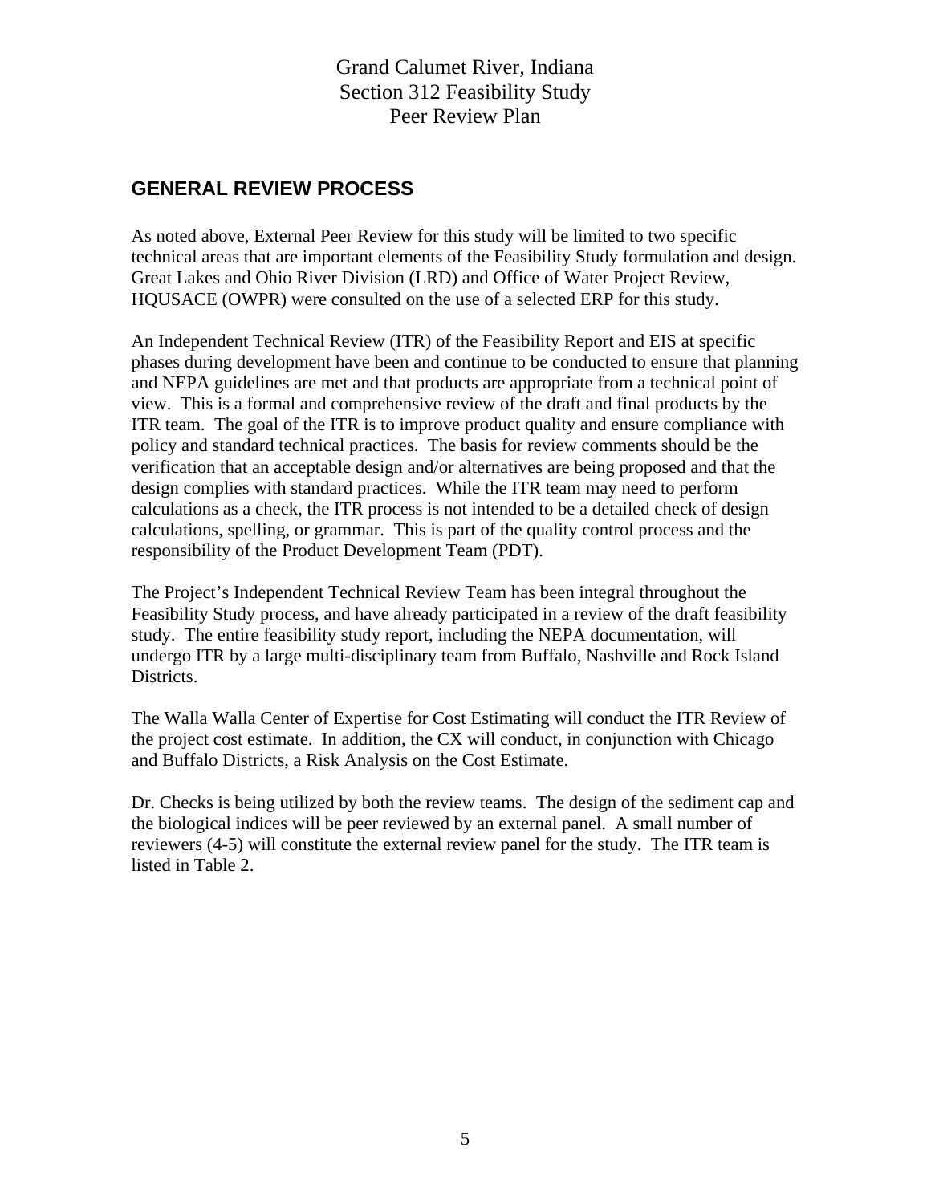## GENERAL REVIEW PROCESS

As noted above, External Peer Review for this study will be limited to two specific technical areas that are important elements of the Feasibility Study formulation and design. Great Lakes and Ohio River Division (LRD) and Office of Water Project Review, HQUSACE (OWPR) were consulted on the use of a selected ERP for this study.

An Independent Technical Review (ITR) of the Feasibility Report and EIS at specific phases during development have been and continue to be conducted to ensure that planning and NEPA guidelines are met and that products are appropriate from a technical point of view. This is a formal and comprehensive review of the draft and final products by the ITR team. The goal of the ITR is to improve product quality and ensure compliance with policy and standard technical practices. The basis for review comments should be the verification that an acceptable design and/or alternatives are being proposed and that the design complies with standard practices. While the ITR team may need to perform calculations as a check, the ITR process is not intended to be a detailed check of design calculations, spelling, or grammar. This is part of the quality control process and the responsibility of the Product Development Team (PDT).

The Project's Independent Technical Review Team has been integral throughout the Feasibility Study process, and have already participated in a review of the draft feasibility study. The entire feasibility study report, including the NEPA documentation, will undergo ITR by a large multi-disciplinary team from Buffalo, Nashville and Rock Island Districts.

The Walla Walla Center of Expertise for Cost Estimating will conduct the ITR Review of the project cost estimate. In addition, the CX will conduct, in conjunction with Chicago and Buffalo Districts, a Risk Analysis on the Cost Estimate.

Dr. Checks is being utilized by both the review teams. The design of the sediment cap and the biological indices will be peer reviewed by an external panel. A small number of reviewers (4-5) will constitute the external review panel for the study. The ITR team is listed in Table 2.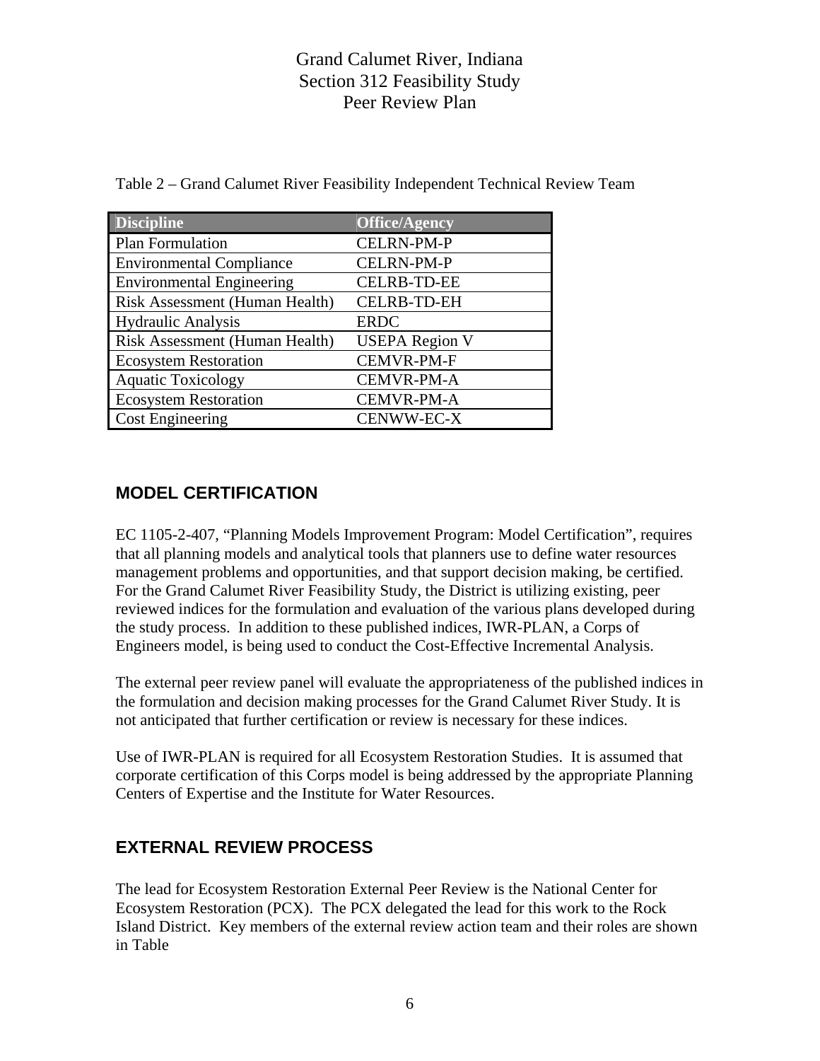Table 2 – Grand Calumet River Feasibility Independent Technical Review Team

| Discipline | Office/Agency |
|---|---|
| Plan Formulation | CELRN-PM-P |
| Environmental Compliance | CELRN-PM-P |
| Environmental Engineering | CELRB-TD-EE |
| Risk Assessment (Human Health) | CELRB-TD-EH |
| Hydraulic Analysis | ERDC |
| Risk Assessment (Human Health) | USEPA Region V |
| Ecosystem Restoration | CEMVR-PM-F |
| Aquatic Toxicology | CEMVR-PM-A |
| Ecosystem Restoration | CEMVR-PM-A |
| Cost Engineering | CENWW-EC-X |

## MODEL CERTIFICATION

EC 1105-2-407, "Planning Models Improvement Program: Model Certification", requires that all planning models and analytical tools that planners use to define water resources management problems and opportunities, and that support decision making, be certified. For the Grand Calumet River Feasibility Study, the District is utilizing existing, peer reviewed indices for the formulation and evaluation of the various plans developed during the study process. In addition to these published indices, IWR-PLAN, a Corps of Engineers model, is being used to conduct the Cost-Effective Incremental Analysis.

The external peer review panel will evaluate the appropriateness of the published indices in the formulation and decision making processes for the Grand Calumet River Study. It is not anticipated that further certification or review is necessary for these indices.

Use of IWR-PLAN is required for all Ecosystem Restoration Studies. It is assumed that corporate certification of this Corps model is being addressed by the appropriate Planning Centers of Expertise and the Institute for Water Resources.

## EXTERNAL REVIEW PROCESS

The lead for Ecosystem Restoration External Peer Review is the National Center for Ecosystem Restoration (PCX). The PCX delegated the lead for this work to the Rock Island District. Key members of the external review action team and their roles are shown in Table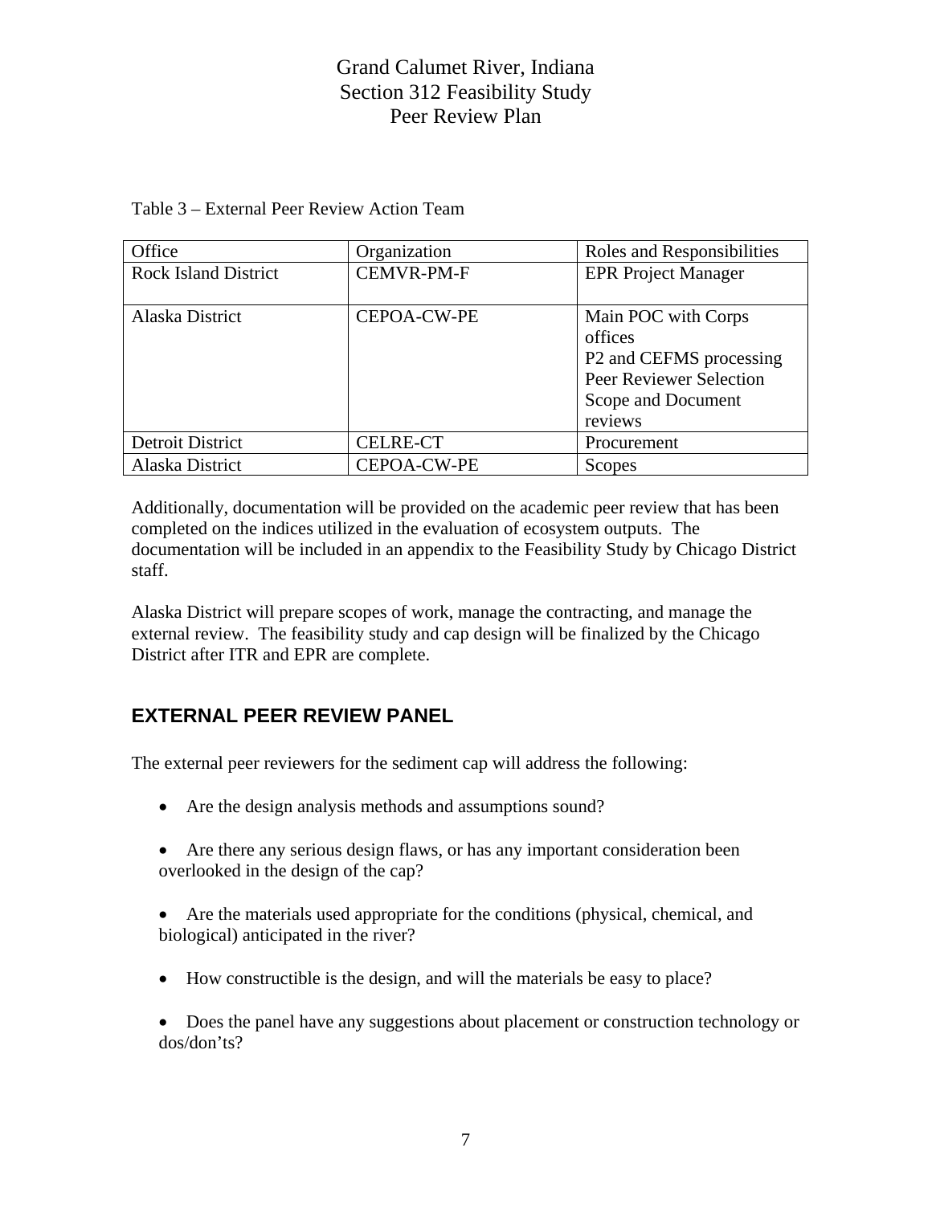Table 3 – External Peer Review Action Team

| Office | Organization | Roles and Responsibilities |
|---|---|---|
| Rock Island District | CEMVR-PM-F | EPR Project Manager |
| Alaska District | CEPOA-CW-PE | Main POC with Corps offices<br>P2 and CEFMS processing<br>Peer Reviewer Selection<br>Scope and Document reviews |
| Detroit District | CELRE-CT | Procurement |
| Alaska District | CEPOA-CW-PE | Scopes |

Additionally, documentation will be provided on the academic peer review that has been completed on the indices utilized in the evaluation of ecosystem outputs. The documentation will be included in an appendix to the Feasibility Study by Chicago District staff.

Alaska District will prepare scopes of work, manage the contracting, and manage the external review. The feasibility study and cap design will be finalized by the Chicago District after ITR and EPR are complete.

## EXTERNAL PEER REVIEW PANEL

The external peer reviewers for the sediment cap will address the following:

- Are the design analysis methods and assumptions sound?
- Are there any serious design flaws, or has any important consideration been overlooked in the design of the cap?
- Are the materials used appropriate for the conditions (physical, chemical, and biological) anticipated in the river?
- How constructible is the design, and will the materials be easy to place?
- Does the panel have any suggestions about placement or construction technology or dos/don'ts?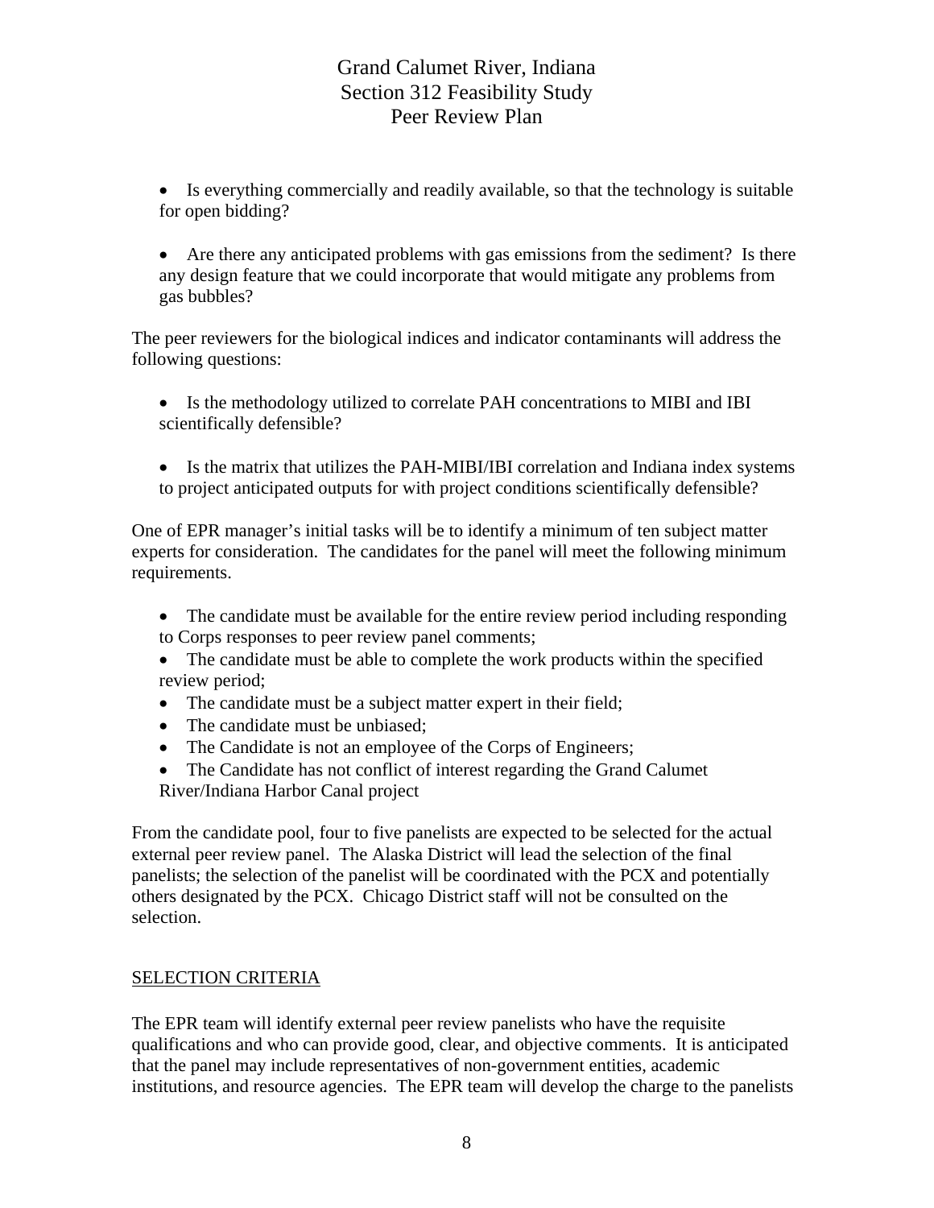- Is everything commercially and readily available, so that the technology is suitable for open bidding?

- Are there any anticipated problems with gas emissions from the sediment? Is there any design feature that we could incorporate that would mitigate any problems from gas bubbles?

The peer reviewers for the biological indices and indicator contaminants will address the following questions:

- Is the methodology utilized to correlate PAH concentrations to MIBI and IBI scientifically defensible?

- Is the matrix that utilizes the PAH-MIBI/IBI correlation and Indiana index systems to project anticipated outputs for with project conditions scientifically defensible?

One of EPR manager's initial tasks will be to identify a minimum of ten subject matter experts for consideration. The candidates for the panel will meet the following minimum requirements.

- The candidate must be available for the entire review period including responding to Corps responses to peer review panel comments;
- The candidate must be able to complete the work products within the specified review period;
- The candidate must be a subject matter expert in their field;
- The candidate must be unbiased;
- The Candidate is not an employee of the Corps of Engineers;
- The Candidate has not conflict of interest regarding the Grand Calumet River/Indiana Harbor Canal project

From the candidate pool, four to five panelists are expected to be selected for the actual external peer review panel. The Alaska District will lead the selection of the final panelists; the selection of the panelist will be coordinated with the PCX and potentially others designated by the PCX. Chicago District staff will not be consulted on the selection.

## SELECTION CRITERIA

The EPR team will identify external peer review panelists who have the requisite qualifications and who can provide good, clear, and objective comments. It is anticipated that the panel may include representatives of non-government entities, academic institutions, and resource agencies. The EPR team will develop the charge to the panelists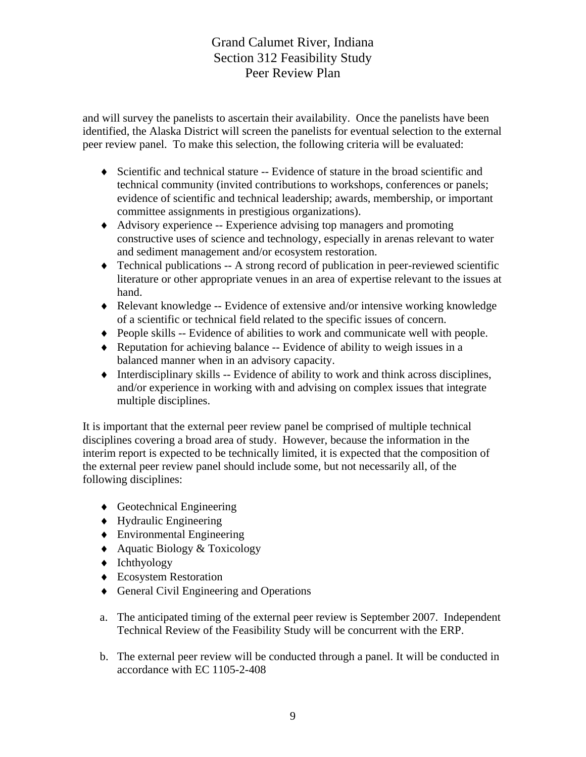and will survey the panelists to ascertain their availability. Once the panelists have been identified, the Alaska District will screen the panelists for eventual selection to the external peer review panel. To make this selection, the following criteria will be evaluated:

- Scientific and technical stature -- Evidence of stature in the broad scientific and technical community (invited contributions to workshops, conferences or panels; evidence of scientific and technical leadership; awards, membership, or important committee assignments in prestigious organizations).
- Advisory experience -- Experience advising top managers and promoting constructive uses of science and technology, especially in arenas relevant to water and sediment management and/or ecosystem restoration.
- Technical publications -- A strong record of publication in peer-reviewed scientific literature or other appropriate venues in an area of expertise relevant to the issues at hand.
- Relevant knowledge -- Evidence of extensive and/or intensive working knowledge of a scientific or technical field related to the specific issues of concern.
- People skills -- Evidence of abilities to work and communicate well with people.
- Reputation for achieving balance -- Evidence of ability to weigh issues in a balanced manner when in an advisory capacity.
- Interdisciplinary skills -- Evidence of ability to work and think across disciplines, and/or experience in working with and advising on complex issues that integrate multiple disciplines.

It is important that the external peer review panel be comprised of multiple technical disciplines covering a broad area of study. However, because the information in the interim report is expected to be technically limited, it is expected that the composition of the external peer review panel should include some, but not necessarily all, of the following disciplines:

- Geotechnical Engineering
- Hydraulic Engineering
- Environmental Engineering
- Aquatic Biology & Toxicology
- Ichthyology
- Ecosystem Restoration
- General Civil Engineering and Operations

a. The anticipated timing of the external peer review is September 2007. Independent Technical Review of the Feasibility Study will be concurrent with the ERP.

b. The external peer review will be conducted through a panel. It will be conducted in accordance with EC 1105-2-408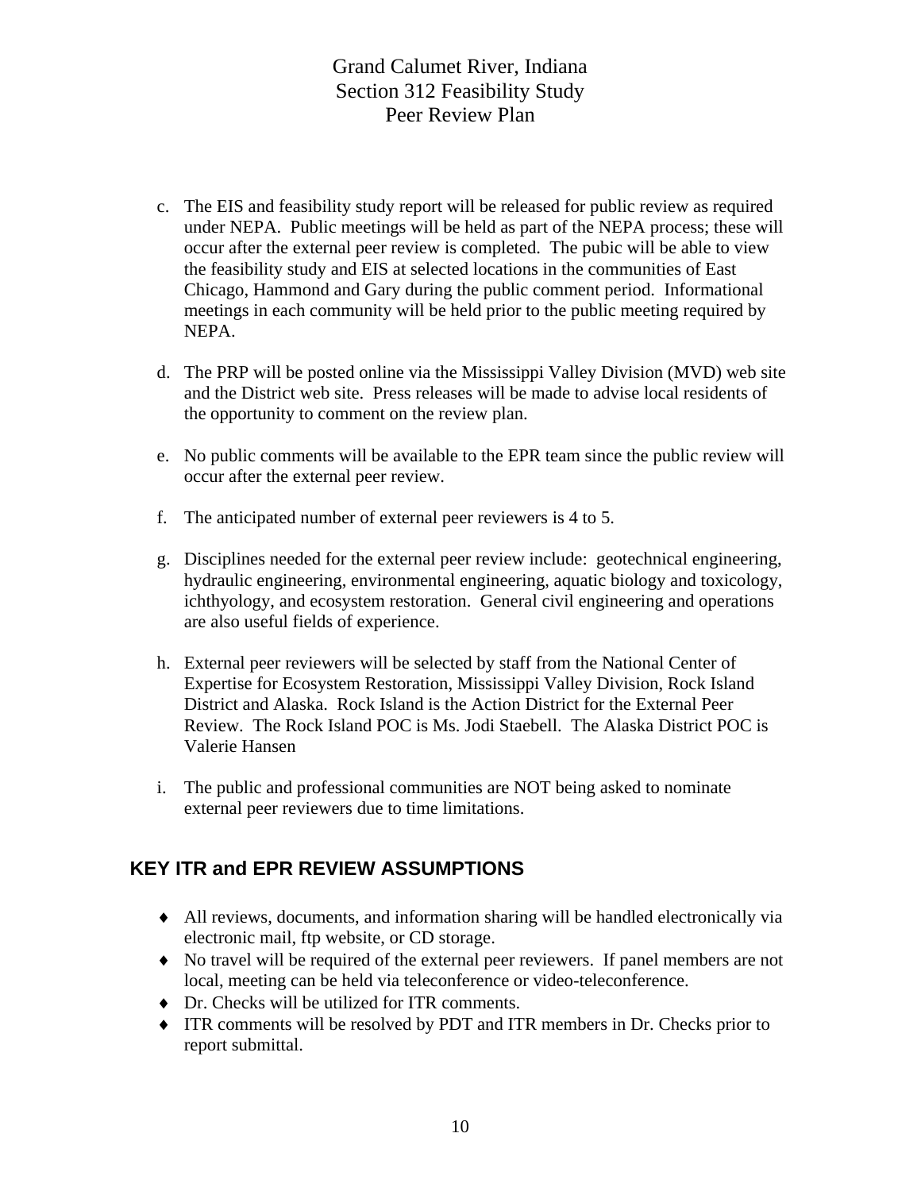c. The EIS and feasibility study report will be released for public review as required under NEPA. Public meetings will be held as part of the NEPA process; these will occur after the external peer review is completed. The pubic will be able to view the feasibility study and EIS at selected locations in the communities of East Chicago, Hammond and Gary during the public comment period. Informational meetings in each community will be held prior to the public meeting required by NEPA.

d. The PRP will be posted online via the Mississippi Valley Division (MVD) web site and the District web site. Press releases will be made to advise local residents of the opportunity to comment on the review plan.

e. No public comments will be available to the EPR team since the public review will occur after the external peer review.

f. The anticipated number of external peer reviewers is 4 to 5.

g. Disciplines needed for the external peer review include: geotechnical engineering, hydraulic engineering, environmental engineering, aquatic biology and toxicology, ichthyology, and ecosystem restoration. General civil engineering and operations are also useful fields of experience.

h. External peer reviewers will be selected by staff from the National Center of Expertise for Ecosystem Restoration, Mississippi Valley Division, Rock Island District and Alaska. Rock Island is the Action District for the External Peer Review. The Rock Island POC is Ms. Jodi Staebell. The Alaska District POC is Valerie Hansen

i. The public and professional communities are NOT being asked to nominate external peer reviewers due to time limitations.

## KEY ITR and EPR REVIEW ASSUMPTIONS

- All reviews, documents, and information sharing will be handled electronically via electronic mail, ftp website, or CD storage.
- No travel will be required of the external peer reviewers. If panel members are not local, meeting can be held via teleconference or video-teleconference.
- Dr. Checks will be utilized for ITR comments.
- ITR comments will be resolved by PDT and ITR members in Dr. Checks prior to report submittal.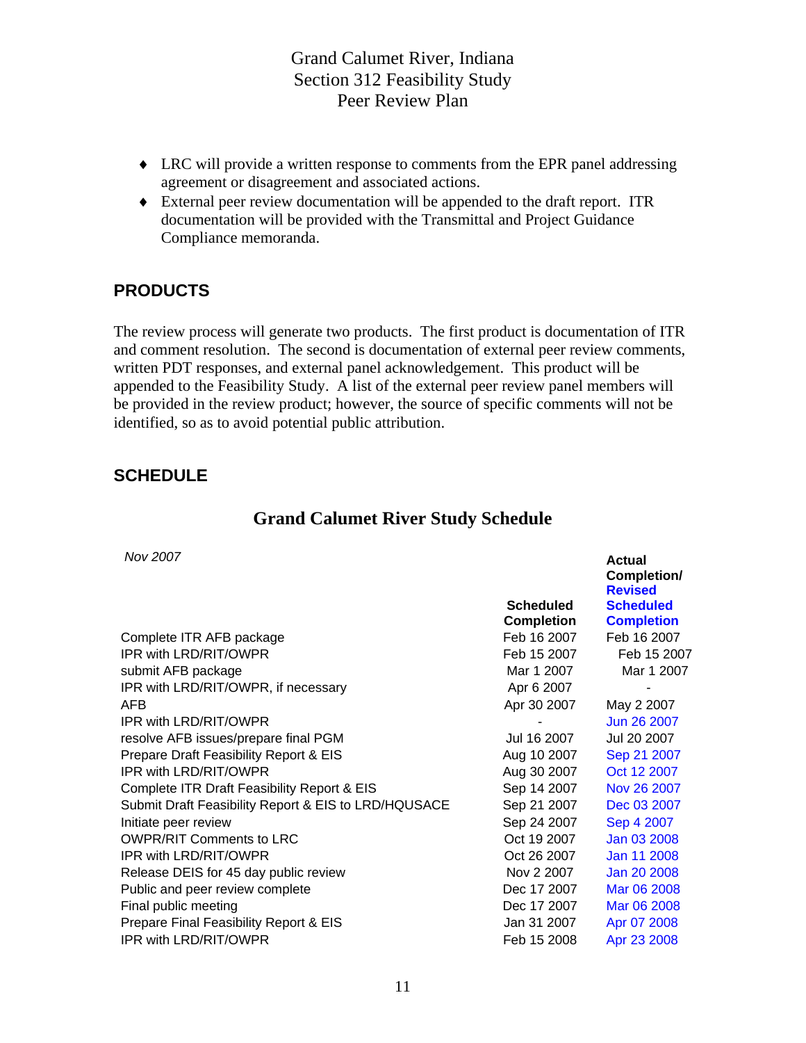- LRC will provide a written response to comments from the EPR panel addressing agreement or disagreement and associated actions.
- External peer review documentation will be appended to the draft report. ITR documentation will be provided with the Transmittal and Project Guidance Compliance memoranda.

## PRODUCTS

The review process will generate two products. The first product is documentation of ITR and comment resolution. The second is documentation of external peer review comments, written PDT responses, and external panel acknowledgement. This product will be appended to the Feasibility Study. A list of the external peer review panel members will be provided in the review product; however, the source of specific comments will not be identified, so as to avoid potential public attribution.

## SCHEDULE

### Grand Calumet River Study Schedule

| *Nov 2007* | Scheduled Completion | Actual Completion/ Revised Scheduled Completion |
|---|---|---|
| Complete ITR AFB package | Feb 16 2007 | Feb 16 2007 |
| IPR with LRD/RIT/OWPR | Feb 15 2007 | Feb 15 2007 |
| submit AFB package | Mar 1 2007 | Mar 1 2007 |
| IPR with LRD/RIT/OWPR, if necessary | Apr 6 2007 | - |
| AFB | Apr 30 2007 | May 2 2007 |
| IPR with LRD/RIT/OWPR | - | Jun 26 2007 |
| resolve AFB issues/prepare final PGM | Jul 16 2007 | Jul 20 2007 |
| Prepare Draft Feasibility Report & EIS | Aug 10 2007 | Sep 21 2007 |
| IPR with LRD/RIT/OWPR | Aug 30 2007 | Oct 12 2007 |
| Complete ITR Draft Feasibility Report & EIS | Sep 14 2007 | Nov 26 2007 |
| Submit Draft Feasibility Report & EIS to LRD/HQUSACE | Sep 21 2007 | Dec 03 2007 |
| Initiate peer review | Sep 24 2007 | Sep 4 2007 |
| OWPR/RIT Comments to LRC | Oct 19 2007 | Jan 03 2008 |
| IPR with LRD/RIT/OWPR | Oct 26 2007 | Jan 11 2008 |
| Release DEIS for 45 day public review | Nov 2 2007 | Jan 20 2008 |
| Public and peer review complete | Dec 17 2007 | Mar 06 2008 |
| Final public meeting | Dec 17 2007 | Mar 06 2008 |
| Prepare Final Feasibility Report & EIS | Jan 31 2007 | Apr 07 2008 |
| IPR with LRD/RIT/OWPR | Feb 15 2008 | Apr 23 2008 |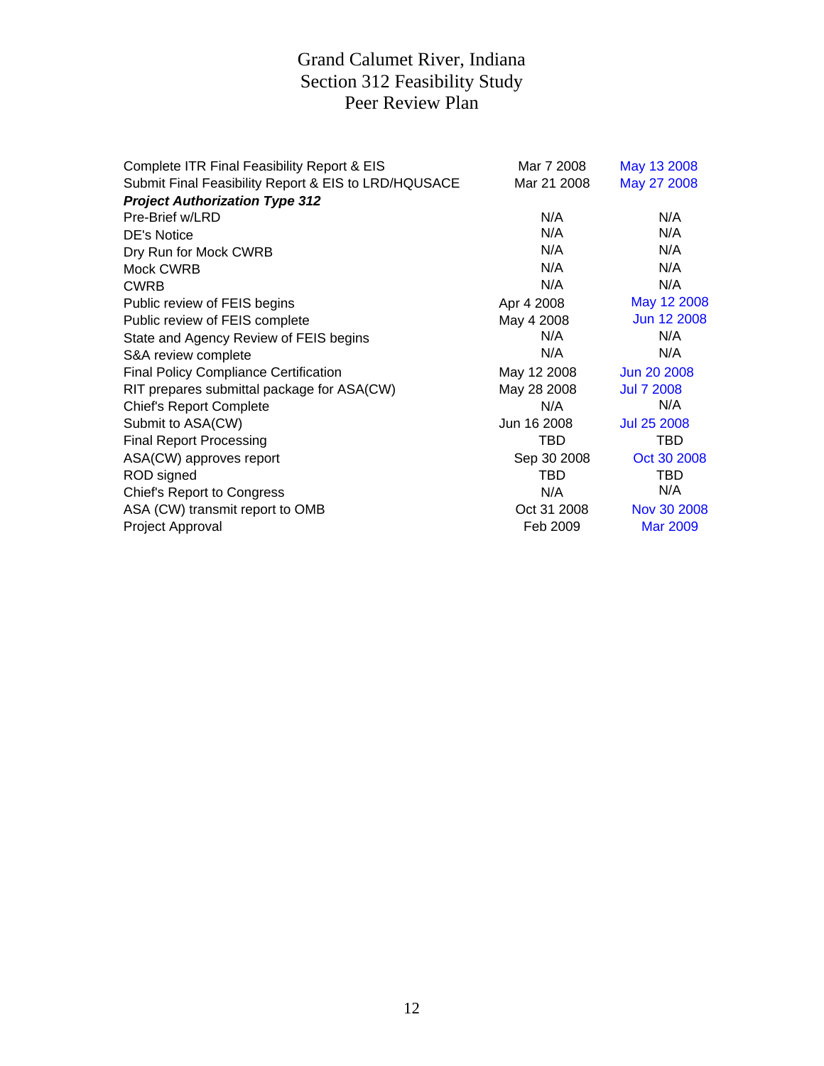# Grand Calumet River, Indiana
## Section 312 Feasibility Study
## Peer Review Plan

| | | |
|---|---|---|
| Complete ITR Final Feasibility Report & EIS | Mar 7 2008 | May 13 2008 |
| Submit Final Feasibility Report & EIS to LRD/HQUSACE | Mar 21 2008 | May 27 2008 |
| ***Project Authorization Type 312*** | | |
| Pre-Brief w/LRD | N/A | N/A |
| DE's Notice | N/A | N/A |
| Dry Run for Mock CWRB | N/A | N/A |
| Mock CWRB | N/A | N/A |
| CWRB | N/A | N/A |
| Public review of FEIS begins | Apr 4 2008 | May 12 2008 |
| Public review of FEIS complete | May 4 2008 | Jun 12 2008 |
| State and Agency Review of FEIS begins | N/A | N/A |
| S&A review complete | N/A | N/A |
| Final Policy Compliance Certification | May 12 2008 | Jun 20 2008 |
| RIT prepares submittal package for ASA(CW) | May 28 2008 | Jul 7 2008 |
| Chief's Report Complete | N/A | N/A |
| Submit to ASA(CW) | Jun 16 2008 | Jul 25 2008 |
| Final Report Processing | TBD | TBD |
| ASA(CW) approves report | Sep 30 2008 | Oct 30 2008 |
| ROD signed | TBD | TBD |
| Chief's Report to Congress | N/A | N/A |
| ASA (CW) transmit report to OMB | Oct 31 2008 | Nov 30 2008 |
| Project Approval | Feb 2009 | Mar 2009 |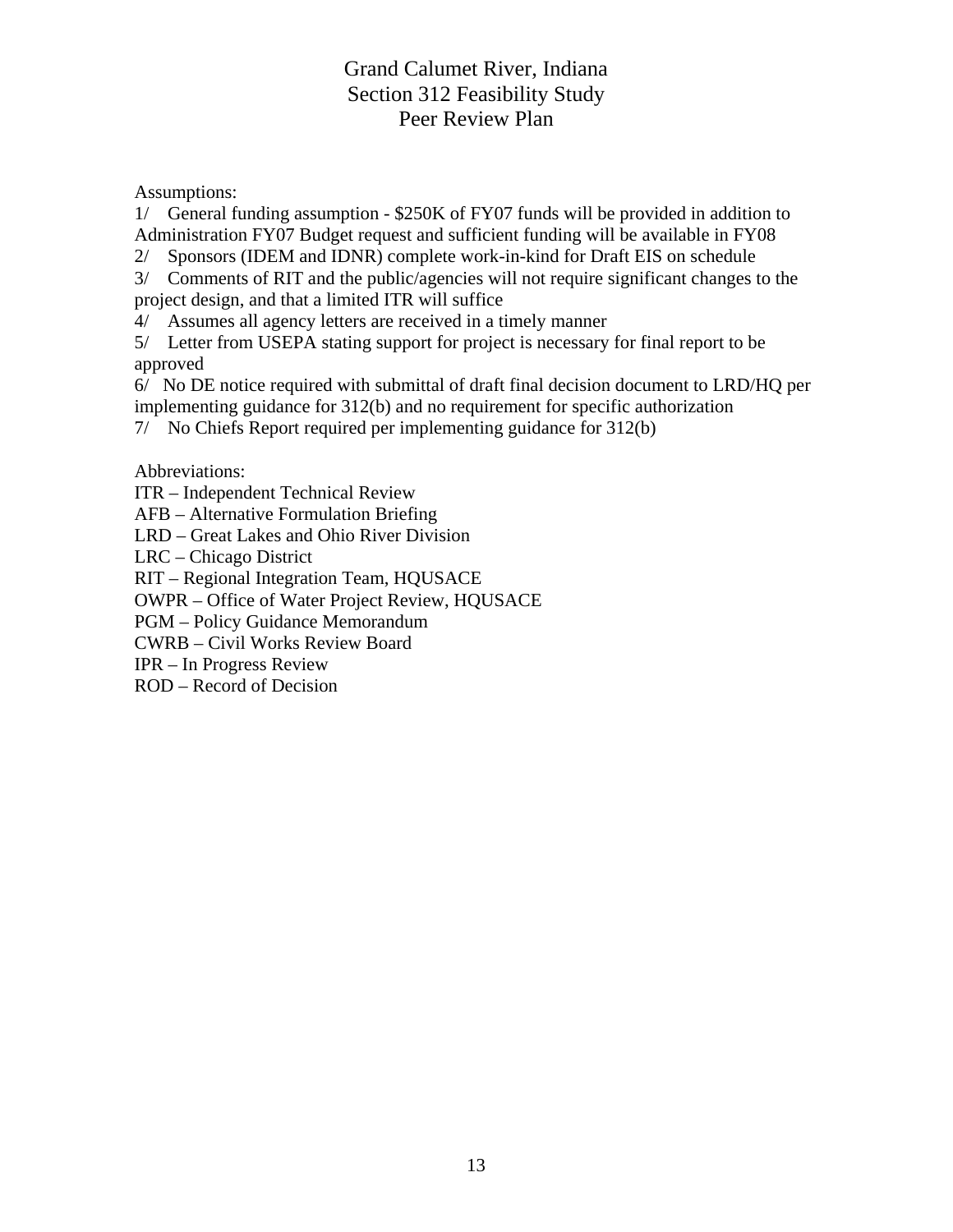# Grand Calumet River, Indiana
## Section 312 Feasibility Study
## Peer Review Plan

Assumptions:

1/ General funding assumption - $250K of FY07 funds will be provided in addition to Administration FY07 Budget request and sufficient funding will be available in FY08

2/ Sponsors (IDEM and IDNR) complete work-in-kind for Draft EIS on schedule

3/ Comments of RIT and the public/agencies will not require significant changes to the project design, and that a limited ITR will suffice

4/ Assumes all agency letters are received in a timely manner

5/ Letter from USEPA stating support for project is necessary for final report to be approved

6/ No DE notice required with submittal of draft final decision document to LRD/HQ per implementing guidance for 312(b) and no requirement for specific authorization

7/ No Chiefs Report required per implementing guidance for 312(b)

Abbreviations:

ITR – Independent Technical Review
AFB – Alternative Formulation Briefing
LRD – Great Lakes and Ohio River Division
LRC – Chicago District
RIT – Regional Integration Team, HQUSACE
OWPR – Office of Water Project Review, HQUSACE
PGM – Policy Guidance Memorandum
CWRB – Civil Works Review Board
IPR – In Progress Review
ROD – Record of Decision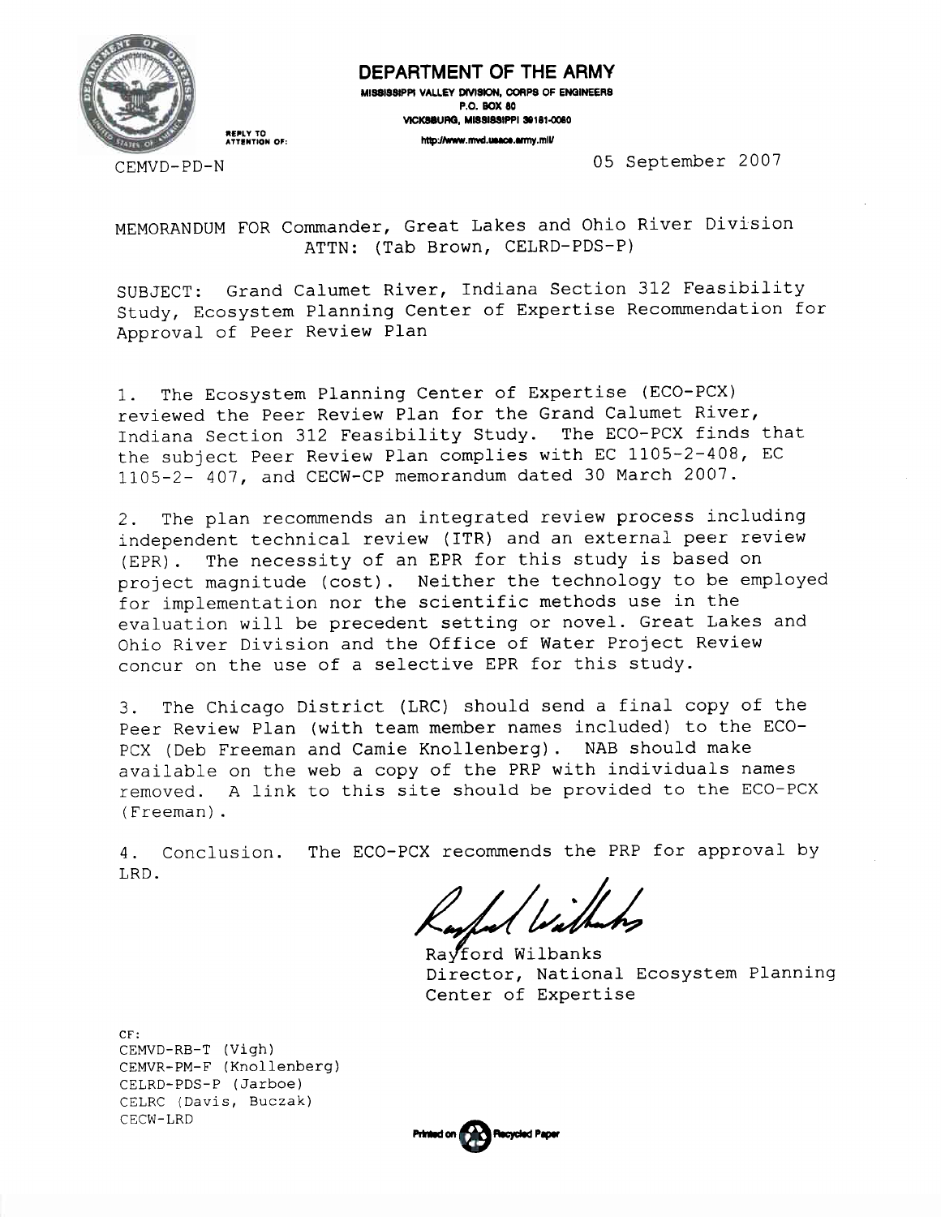**DEPARTMENT OF THE ARMY**
MISSISSIPPI VALLEY DIVISION, CORPS OF ENGINEERS
P.O. BOX 80
VICKSBURG, MISSISSIPPI 39181-0080
http://www.mvd.usace.army.mil/

REPLY TO ATTENTION OF:

CEMVD-PD-N

05 September 2007

MEMORANDUM FOR Commander, Great Lakes and Ohio River Division
ATTN: (Tab Brown, CELRD-PDS-P)

SUBJECT: Grand Calumet River, Indiana Section 312 Feasibility Study, Ecosystem Planning Center of Expertise Recommendation for Approval of Peer Review Plan

1. The Ecosystem Planning Center of Expertise (ECO-PCX) reviewed the Peer Review Plan for the Grand Calumet River, Indiana Section 312 Feasibility Study. The ECO-PCX finds that the subject Peer Review Plan complies with EC 1105-2-408, EC 1105-2- 407, and CECW-CP memorandum dated 30 March 2007.

2. The plan recommends an integrated review process including independent technical review (ITR) and an external peer review (EPR). The necessity of an EPR for this study is based on project magnitude (cost). Neither the technology to be employed for implementation nor the scientific methods use in the evaluation will be precedent setting or novel. Great Lakes and Ohio River Division and the Office of Water Project Review concur on the use of a selective EPR for this study.

3. The Chicago District (LRC) should send a final copy of the Peer Review Plan (with team member names included) to the ECO-PCX (Deb Freeman and Camie Knollenberg). NAB should make available on the web a copy of the PRP with individuals names removed. A link to this site should be provided to the ECO-PCX (Freeman).

4. Conclusion. The ECO-PCX recommends the PRP for approval by LRD.

Rayford Wilbanks
Director, National Ecosystem Planning Center of Expertise

CF:
CEMVD-RB-T (Vigh)
CEMVR-PM-F (Knollenberg)
CELRD-PDS-P (Jarboe)
CELRC (Davis, Buczak)
CECW-LRD

Printed on Recycled Paper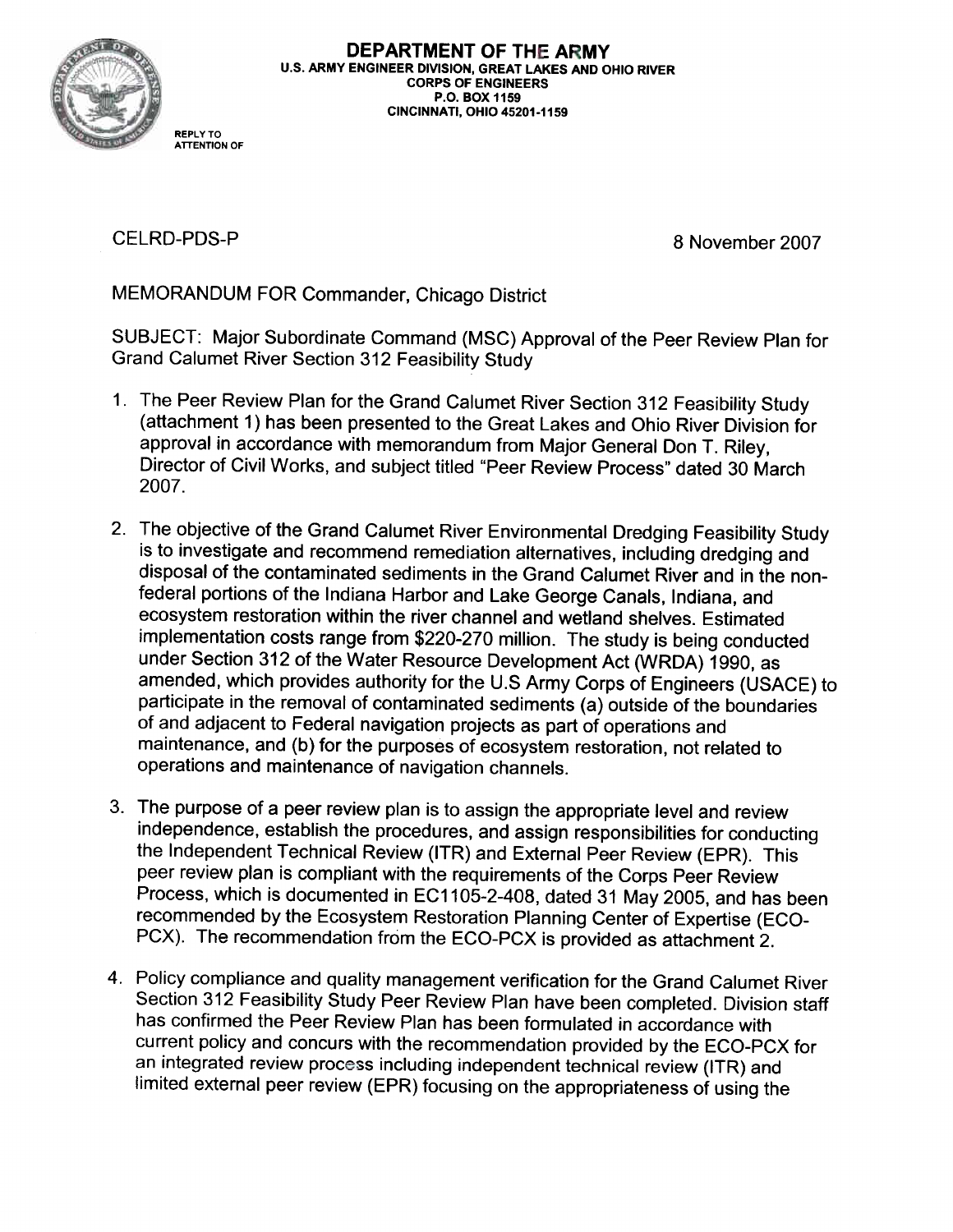**DEPARTMENT OF THE ARMY**
**U.S. ARMY ENGINEER DIVISION, GREAT LAKES AND OHIO RIVER**
**CORPS OF ENGINEERS**
**P.O. BOX 1159**
**CINCINNATI, OHIO 45201-1159**

REPLY TO
ATTENTION OF

CELRD-PDS-P

8 November 2007

MEMORANDUM FOR Commander, Chicago District

SUBJECT: Major Subordinate Command (MSC) Approval of the Peer Review Plan for Grand Calumet River Section 312 Feasibility Study

1. The Peer Review Plan for the Grand Calumet River Section 312 Feasibility Study (attachment 1) has been presented to the Great Lakes and Ohio River Division for approval in accordance with memorandum from Major General Don T. Riley, Director of Civil Works, and subject titled "Peer Review Process" dated 30 March 2007.

2. The objective of the Grand Calumet River Environmental Dredging Feasibility Study is to investigate and recommend remediation alternatives, including dredging and disposal of the contaminated sediments in the Grand Calumet River and in the non-federal portions of the Indiana Harbor and Lake George Canals, Indiana, and ecosystem restoration within the river channel and wetland shelves. Estimated implementation costs range from $220-270 million. The study is being conducted under Section 312 of the Water Resource Development Act (WRDA) 1990, as amended, which provides authority for the U.S Army Corps of Engineers (USACE) to participate in the removal of contaminated sediments (a) outside of the boundaries of and adjacent to Federal navigation projects as part of operations and maintenance, and (b) for the purposes of ecosystem restoration, not related to operations and maintenance of navigation channels.

3. The purpose of a peer review plan is to assign the appropriate level and review independence, establish the procedures, and assign responsibilities for conducting the Independent Technical Review (ITR) and External Peer Review (EPR). This peer review plan is compliant with the requirements of the Corps Peer Review Process, which is documented in EC1105-2-408, dated 31 May 2005, and has been recommended by the Ecosystem Restoration Planning Center of Expertise (ECO-PCX). The recommendation from the ECO-PCX is provided as attachment 2.

4. Policy compliance and quality management verification for the Grand Calumet River Section 312 Feasibility Study Peer Review Plan have been completed. Division staff has confirmed the Peer Review Plan has been formulated in accordance with current policy and concurs with the recommendation provided by the ECO-PCX for an integrated review process including independent technical review (ITR) and limited external peer review (EPR) focusing on the appropriateness of using the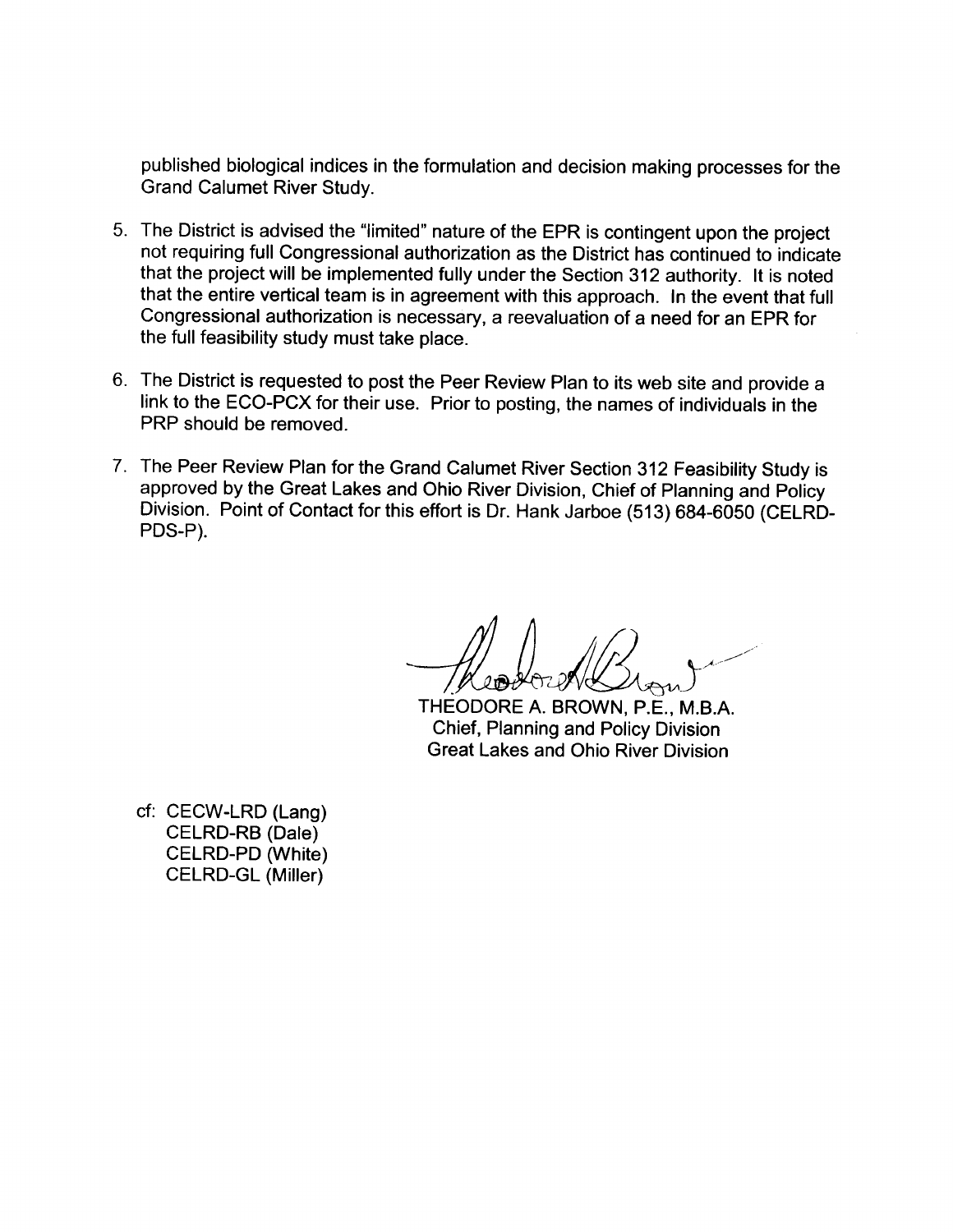published biological indices in the formulation and decision making processes for the Grand Calumet River Study.

5. The District is advised the "limited" nature of the EPR is contingent upon the project not requiring full Congressional authorization as the District has continued to indicate that the project will be implemented fully under the Section 312 authority. It is noted that the entire vertical team is in agreement with this approach. In the event that full Congressional authorization is necessary, a reevaluation of a need for an EPR for the full feasibility study must take place.

6. The District is requested to post the Peer Review Plan to its web site and provide a link to the ECO-PCX for their use. Prior to posting, the names of individuals in the PRP should be removed.

7. The Peer Review Plan for the Grand Calumet River Section 312 Feasibility Study is approved by the Great Lakes and Ohio River Division, Chief of Planning and Policy Division. Point of Contact for this effort is Dr. Hank Jarboe (513) 684-6050 (CELRD-PDS-P).

THEODORE A. BROWN, P.E., M.B.A.
Chief, Planning and Policy Division
Great Lakes and Ohio River Division

cf: CECW-LRD (Lang)
CELRD-RB (Dale)
CELRD-PD (White)
CELRD-GL (Miller)